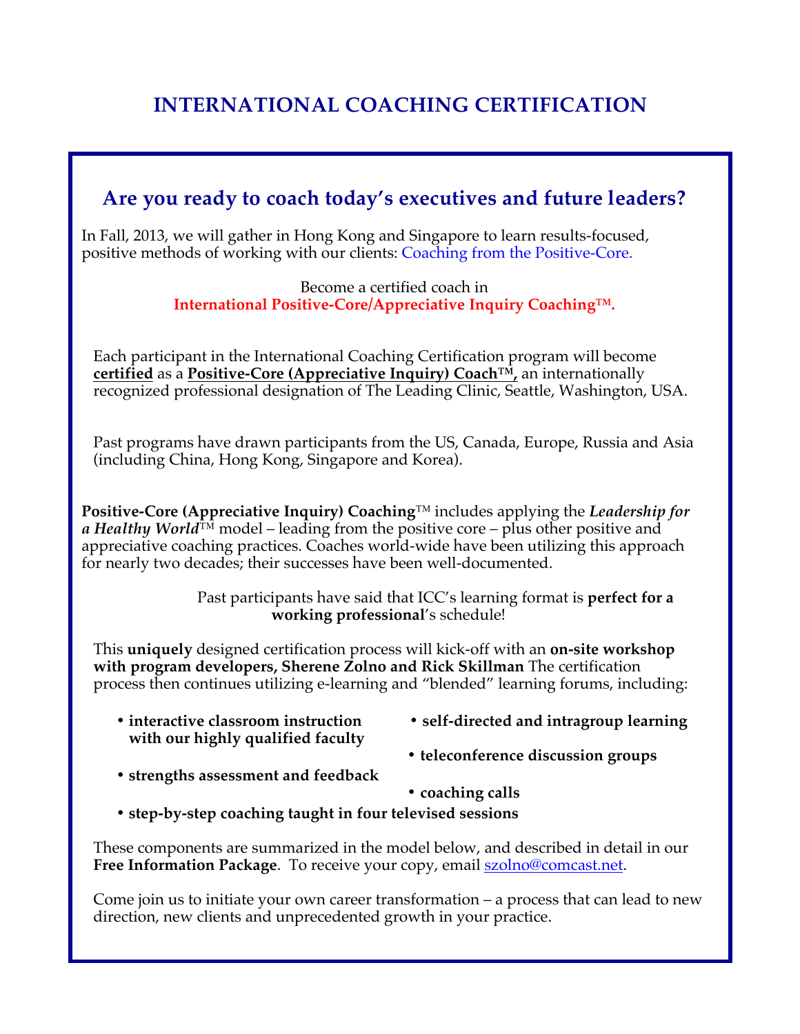# INTERNATIONAL COACHING CERTIFICATION

## Are you ready to coach today's executives and future leaders?

In Fall, 2013, we will gather in Hong Kong and Singapore to learn results-focused, positive methods of working with our clients: Coaching from the Positive-Core.

Become a certified coach in
**International Positive-Core/Appreciative Inquiry Coaching™.**

Each participant in the International Coaching Certification program will become **certified** as a **Positive-Core (Appreciative Inquiry) Coach™,** an internationally recognized professional designation of The Leading Clinic, Seattle, Washington, USA.

Past programs have drawn participants from the US, Canada, Europe, Russia and Asia (including China, Hong Kong, Singapore and Korea).

**Positive-Core (Appreciative Inquiry) Coaching**™ includes applying the ***Leadership for a Healthy World***™ model – leading from the positive core – plus other positive and appreciative coaching practices. Coaches world-wide have been utilizing this approach for nearly two decades; their successes have been well-documented.

Past participants have said that ICC's learning format is **perfect for a working professional**'s schedule!

This **uniquely** designed certification process will kick-off with an **on-site workshop with program developers, Sherene Zolno and Rick Skillman** The certification process then continues utilizing e-learning and "blended" learning forums, including:

- **interactive classroom instruction with our highly qualified faculty**
- **self-directed and intragroup learning**
- **teleconference discussion groups**
- **strengths assessment and feedback**
- **coaching calls**
- **step-by-step coaching taught in four televised sessions**

These components are summarized in the model below, and described in detail in our **Free Information Package**. To receive your copy, email szolno@comcast.net.

Come join us to initiate your own career transformation – a process that can lead to new direction, new clients and unprecedented growth in your practice.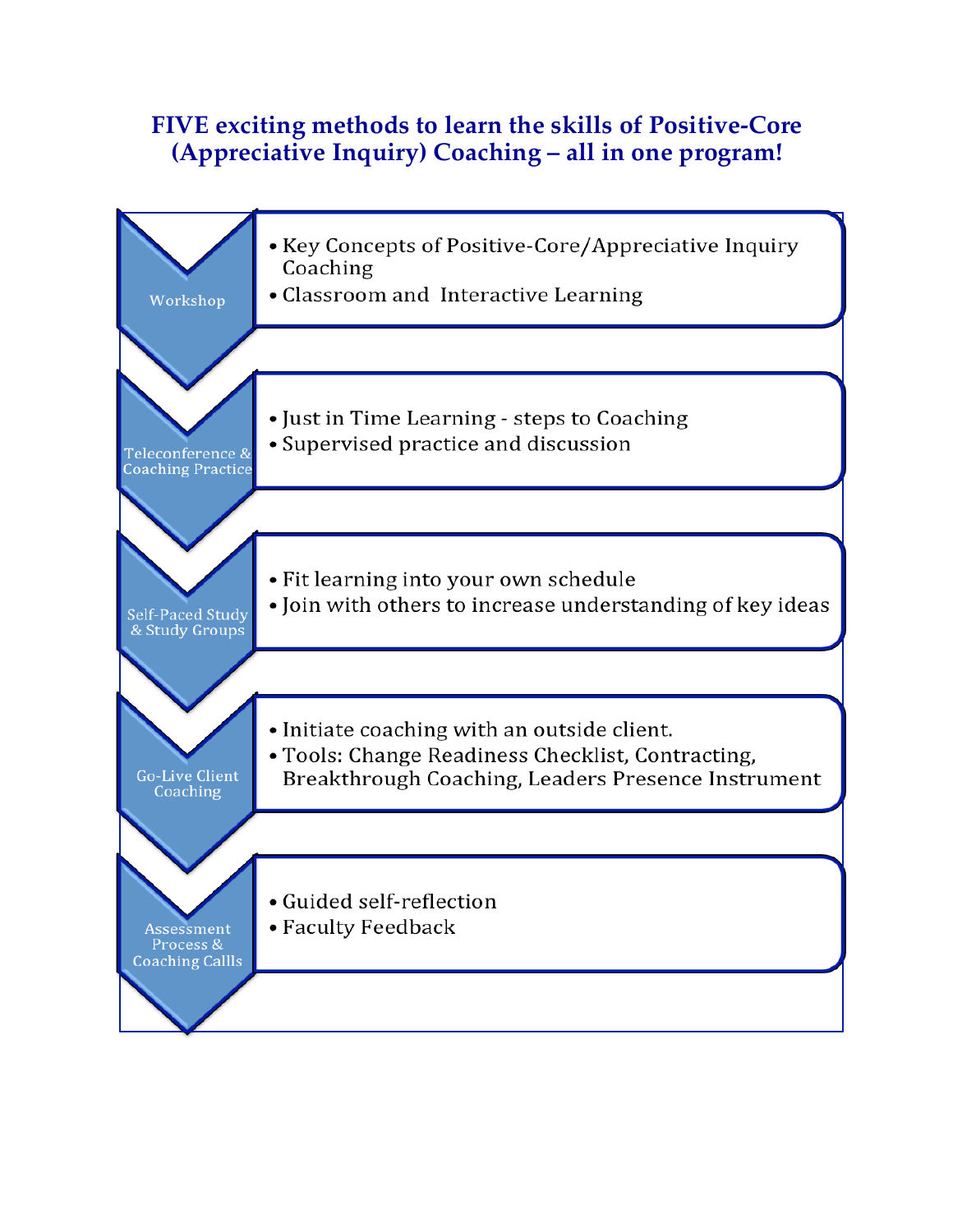# FIVE exciting methods to learn the skills of Positive-Core (Appreciative Inquiry) Coaching – all in one program!

### Workshop

- Key Concepts of Positive-Core/Appreciative Inquiry Coaching
- Classroom and Interactive Learning

### Teleconference & Coaching Practice

- Just in Time Learning - steps to Coaching
- Supervised practice and discussion

### Self-Paced Study & Study Groups

- Fit learning into your own schedule
- Join with others to increase understanding of key ideas

### Go-Live Client Coaching

- Initiate coaching with an outside client.
- Tools: Change Readiness Checklist, Contracting, Breakthrough Coaching, Leaders Presence Instrument

### Assessment Process & Coaching Callls

- Guided self-reflection
- Faculty Feedback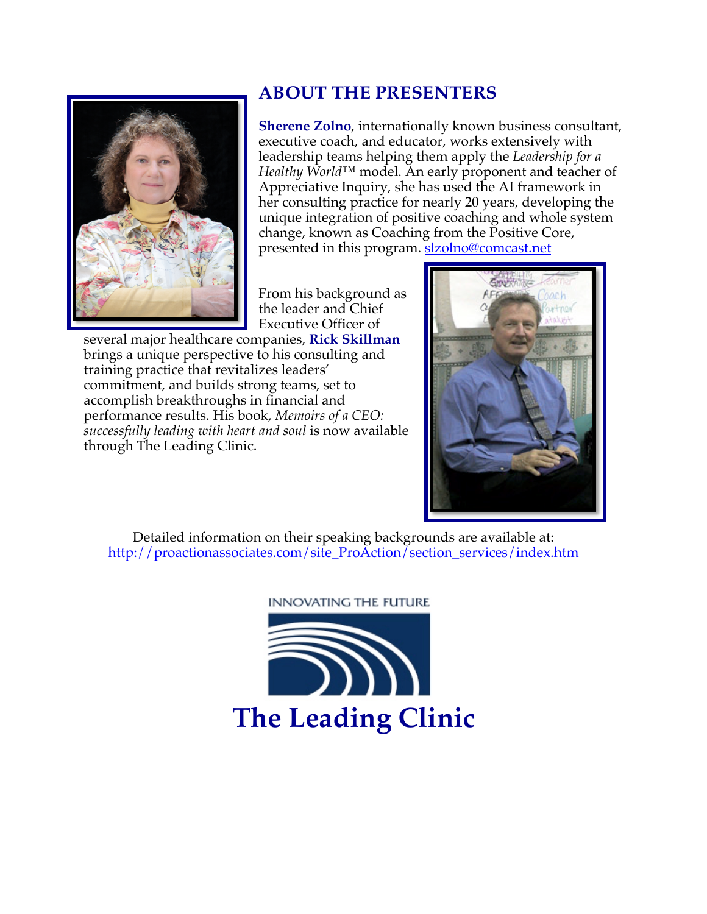## ABOUT THE PRESENTERS

**Sherene Zolno**, internationally known business consultant, executive coach, and educator, works extensively with leadership teams helping them apply the *Leadership for a Healthy World*™ model. An early proponent and teacher of Appreciative Inquiry, she has used the AI framework in her consulting practice for nearly 20 years, developing the unique integration of positive coaching and whole system change, known as Coaching from the Positive Core, presented in this program. slzolno@comcast.net

From his background as the leader and Chief Executive Officer of several major healthcare companies, **Rick Skillman** brings a unique perspective to his consulting and training practice that revitalizes leaders' commitment, and builds strong teams, set to accomplish breakthroughs in financial and performance results. His book, *Memoirs of a CEO: successfully leading with heart and soul* is now available through The Leading Clinic.

Detailed information on their speaking backgrounds are available at:
http://proactionassociates.com/site_ProAction/section_services/index.htm

INNOVATING THE FUTURE

# The Leading Clinic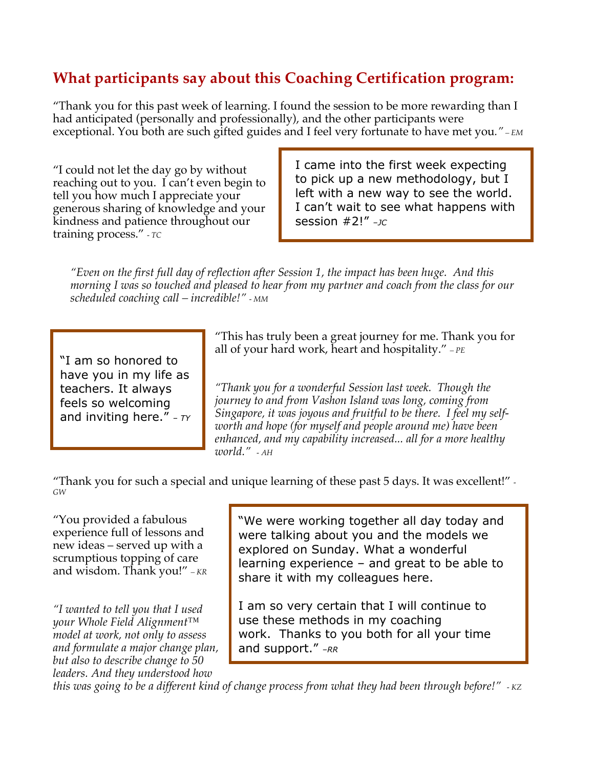## What participants say about this Coaching Certification program:

"Thank you for this past week of learning. I found the session to be more rewarding than I had anticipated (personally and professionally), and the other participants were exceptional. You both are such gifted guides and I feel very fortunate to have met you." *– EM*

"I could not let the day go by without reaching out to you. I can't even begin to tell you how much I appreciate your generous sharing of knowledge and your kindness and patience throughout our training process." *- TC*

I came into the first week expecting to pick up a new methodology, but I left with a new way to see the world. I can't wait to see what happens with session #2!" *–JC*

*"Even on the first full day of reflection after Session 1, the impact has been huge. And this morning I was so touched and pleased to hear from my partner and coach from the class for our scheduled coaching call – incredible!" - MM*

"I am so honored to have you in my life as teachers. It always feels so welcoming and inviting here." *– TY*

"This has truly been a great journey for me. Thank you for all of your hard work, heart and hospitality." *– PE*

*"Thank you for a wonderful Session last week. Though the journey to and from Vashon Island was long, coming from Singapore, it was joyous and fruitful to be there. I feel my self-worth and hope (for myself and people around me) have been enhanced, and my capability increased... all for a more healthy world." - AH*

"Thank you for such a special and unique learning of these past 5 days. It was excellent!" *- GW*

"You provided a fabulous experience full of lessons and new ideas – served up with a scrumptious topping of care and wisdom. Thank you!" *– KR*

"We were working together all day today and were talking about you and the models we explored on Sunday. What a wonderful learning experience – and great to be able to share it with my colleagues here.

I am so very certain that I will continue to use these methods in my coaching work. Thanks to you both for all your time and support." *–RR*

*"I wanted to tell you that I used your Whole Field Alignment™ model at work, not only to assess and formulate a major change plan, but also to describe change to 50 leaders. And they understood how this was going to be a different kind of change process from what they had been through before!" - KZ*